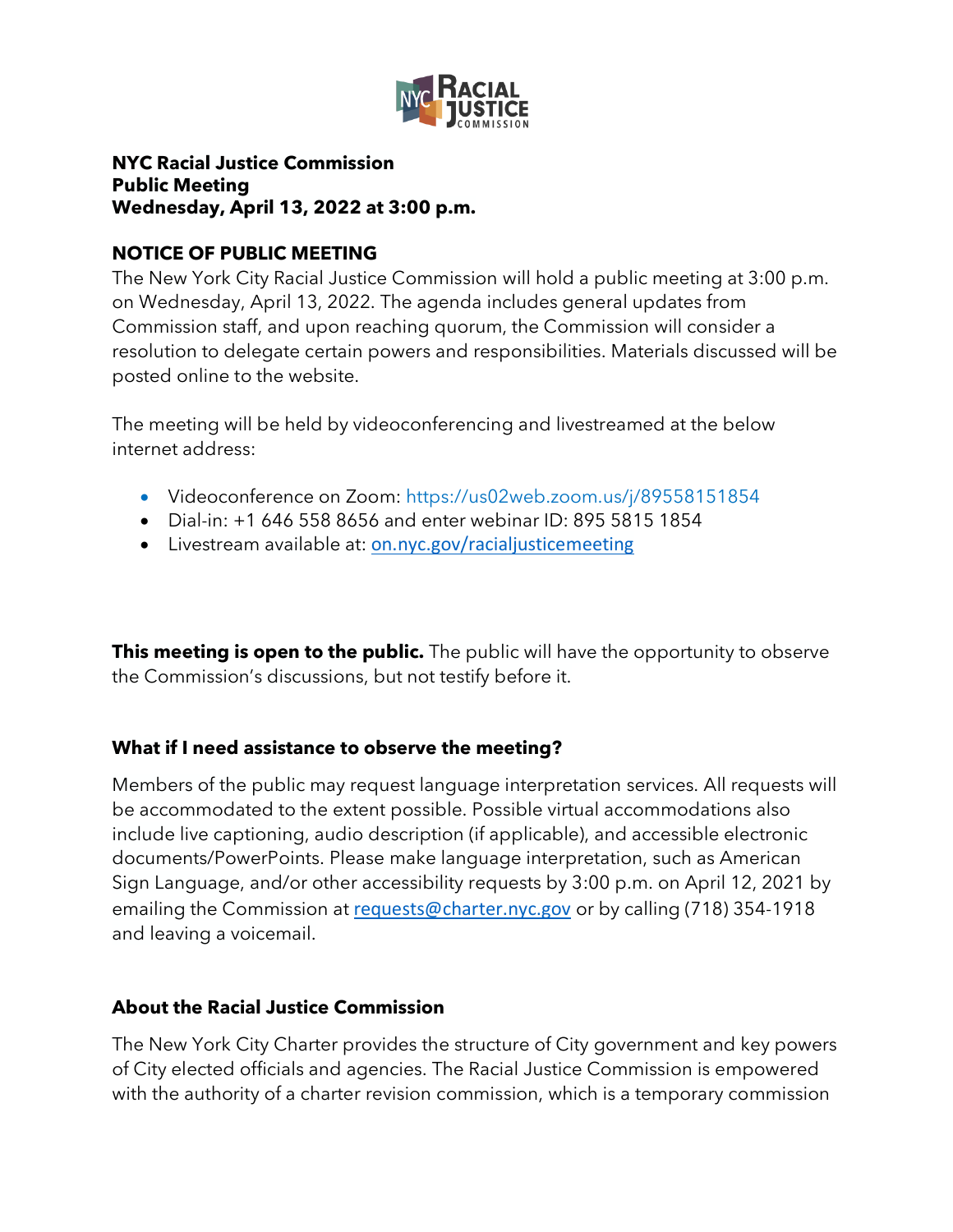**NYC Racial Justice Commission**
**Public Meeting**
**Wednesday, April 13, 2022 at 3:00 p.m.**

## NOTICE OF PUBLIC MEETING

The New York City Racial Justice Commission will hold a public meeting at 3:00 p.m. on Wednesday, April 13, 2022. The agenda includes general updates from Commission staff, and upon reaching quorum, the Commission will consider a resolution to delegate certain powers and responsibilities. Materials discussed will be posted online to the website.

The meeting will be held by videoconferencing and livestreamed at the below internet address:

- Videoconference on Zoom: https://us02web.zoom.us/j/89558151854
- Dial-in: +1 646 558 8656 and enter webinar ID: 895 5815 1854
- Livestream available at: on.nyc.gov/racialjusticemeeting

**This meeting is open to the public.** The public will have the opportunity to observe the Commission's discussions, but not testify before it.

### What if I need assistance to observe the meeting?

Members of the public may request language interpretation services. All requests will be accommodated to the extent possible. Possible virtual accommodations also include live captioning, audio description (if applicable), and accessible electronic documents/PowerPoints. Please make language interpretation, such as American Sign Language, and/or other accessibility requests by 3:00 p.m. on April 12, 2021 by emailing the Commission at requests@charter.nyc.gov or by calling (718) 354-1918 and leaving a voicemail.

### About the Racial Justice Commission

The New York City Charter provides the structure of City government and key powers of City elected officials and agencies. The Racial Justice Commission is empowered with the authority of a charter revision commission, which is a temporary commission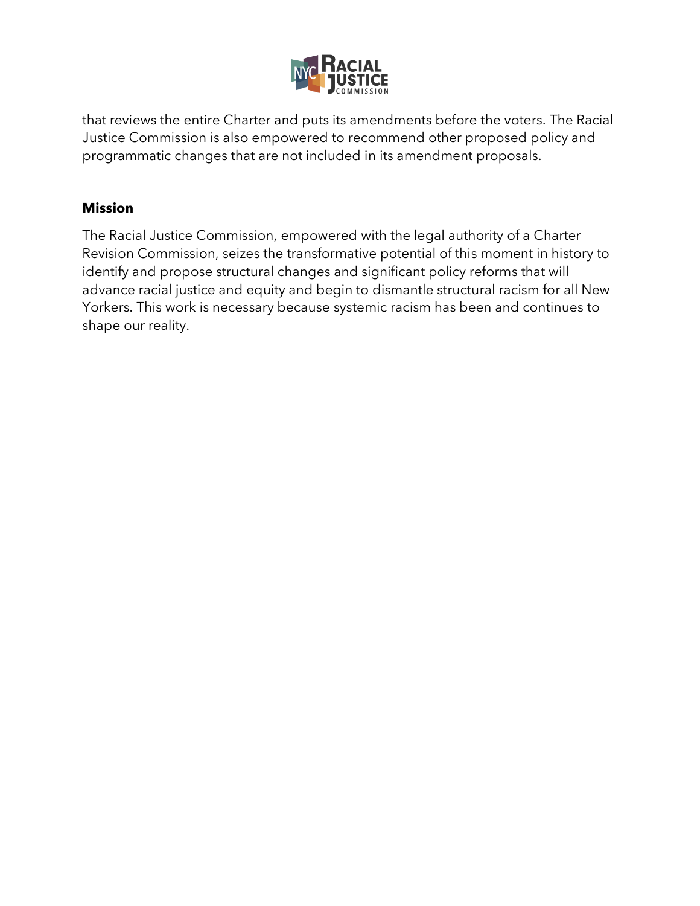that reviews the entire Charter and puts its amendments before the voters. The Racial Justice Commission is also empowered to recommend other proposed policy and programmatic changes that are not included in its amendment proposals.

**Mission**

The Racial Justice Commission, empowered with the legal authority of a Charter Revision Commission, seizes the transformative potential of this moment in history to identify and propose structural changes and significant policy reforms that will advance racial justice and equity and begin to dismantle structural racism for all New Yorkers. This work is necessary because systemic racism has been and continues to shape our reality.